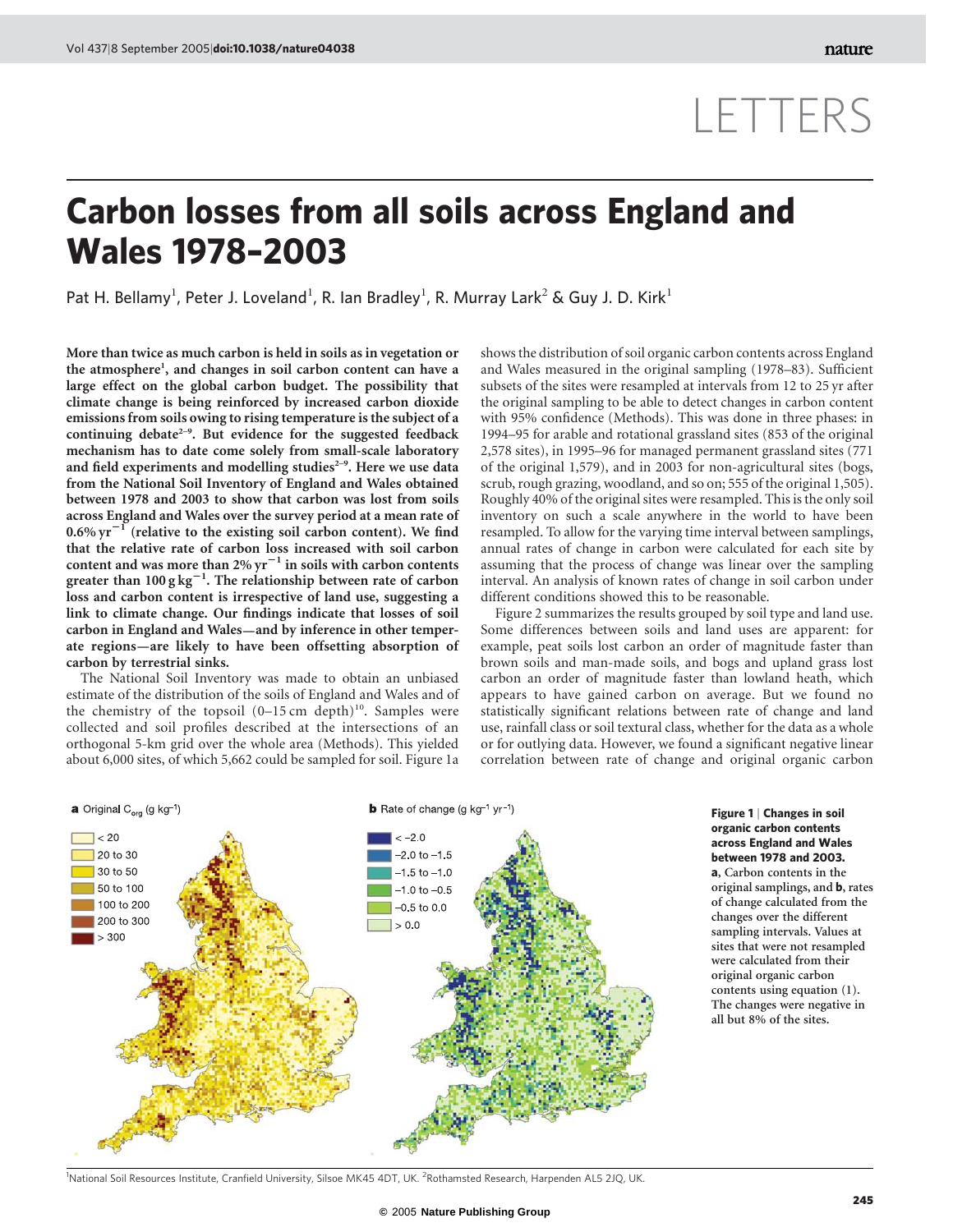# LETTERS

# Carbon losses from all soils across England and Wales 1978–2003

Pat H. Bellamy[1], Peter J. Loveland[1], R. Ian Bradley[1], R. Murray Lark[2] & Guy J. D. Kirk[1]

**More than twice as much carbon is held in soils as in vegetation or the atmosphere[1], and changes in soil carbon content can have a large effect on the global carbon budget. The possibility that climate change is being reinforced by increased carbon dioxide emissions from soils owing to rising temperature is the subject of a continuing debate[2–9]. But evidence for the suggested feedback mechanism has to date come solely from small-scale laboratory and field experiments and modelling studies[2–9]. Here we use data from the National Soil Inventory of England and Wales obtained between 1978 and 2003 to show that carbon was lost from soils across England and Wales over the survey period at a mean rate of 0.6% $\text{yr}^{-1}$ (relative to the existing soil carbon content). We find that the relative rate of carbon loss increased with soil carbon content and was more than 2% $\text{yr}^{-1}$ in soils with carbon contents greater than 100 $\text{g kg}^{-1}$. The relationship between rate of carbon loss and carbon content is irrespective of land use, suggesting a link to climate change. Our findings indicate that losses of soil carbon in England and Wales—and by inference in other temperate regions—are likely to have been offsetting absorption of carbon by terrestrial sinks.**

The National Soil Inventory was made to obtain an unbiased estimate of the distribution of the soils of England and Wales and of the chemistry of the topsoil (0–15 cm depth)[10]. Samples were collected and soil profiles described at the intersections of an orthogonal 5-km grid over the whole area (Methods). This yielded about 6,000 sites, of which 5,662 could be sampled for soil. Figure 1a shows the distribution of soil organic carbon contents across England and Wales measured in the original sampling (1978–83). Sufficient subsets of the sites were resampled at intervals from 12 to 25 yr after the original sampling to be able to detect changes in carbon content with 95% confidence (Methods). This was done in three phases: in 1994–95 for arable and rotational grassland sites (853 of the original 2,578 sites), in 1995–96 for managed permanent grassland sites (771 of the original 1,579), and in 2003 for non-agricultural sites (bogs, scrub, rough grazing, woodland, and so on; 555 of the original 1,505). Roughly 40% of the original sites were resampled. This is the only soil inventory on such a scale anywhere in the world to have been resampled. To allow for the varying time interval between samplings, annual rates of change in carbon were calculated for each site by assuming that the process of change was linear over the sampling interval. An analysis of known rates of change in soil carbon under different conditions showed this to be reasonable.

Figure 2 summarizes the results grouped by soil type and land use. Some differences between soils and land uses are apparent: for example, peat soils lost carbon an order of magnitude faster than brown soils and man-made soils, and bogs and upland grass lost carbon an order of magnitude faster than lowland heath, which appears to have gained carbon on average. But we found no statistically significant relations between rate of change and land use, rainfall class or soil textural class, whether for the data as a whole or for outlying data. However, we found a significant negative linear correlation between rate of change and original organic carbon

**Figure 1 | Changes in soil organic carbon contents across England and Wales between 1978 and 2003.** **a**, Carbon contents in the original samplings, and **b**, rates of change calculated from the changes over the different sampling intervals. Values at sites that were not resampled were calculated from their original organic carbon contents using equation (1). The changes were negative in all but 8% of the sites.

[1]National Soil Resources Institute, Cranfield University, Silsoe MK45 4DT, UK. [2]Rothamsted Research, Harpenden AL5 2JQ, UK.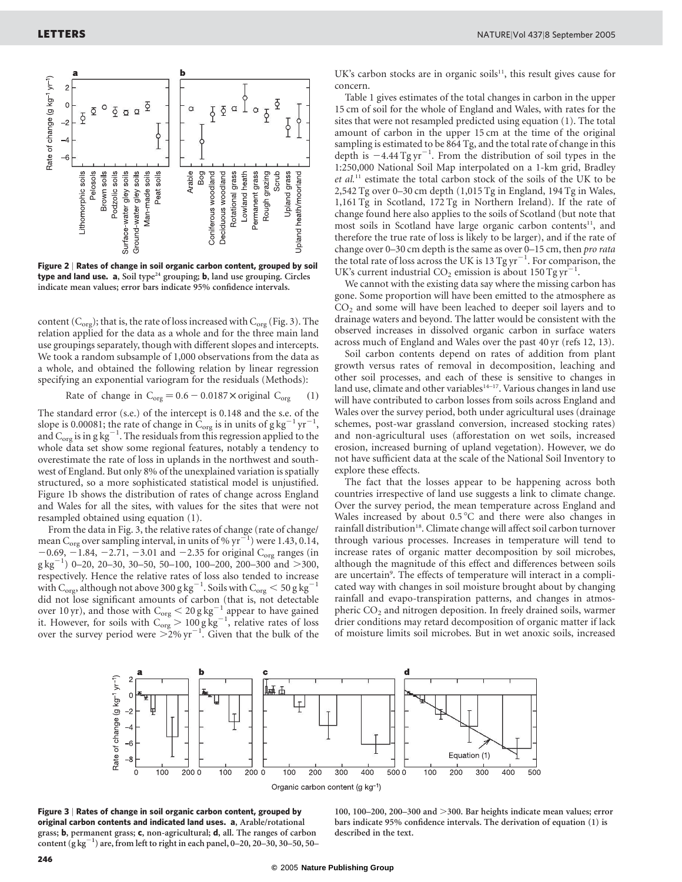**Figure 2 | Rates of change in soil organic carbon content, grouped by soil type and land use. a**, Soil type[24] grouping; **b**, land use grouping. Circles indicate mean values; error bars indicate 95% confidence intervals.

content ($C_{org}$); that is, the rate of loss increased with $C_{org}$ (Fig. 3). The relation applied for the data as a whole and for the three main land use groupings separately, though with different slopes and intercepts. We took a random subsample of 1,000 observations from the data as a whole, and obtained the following relation by linear regression specifying an exponential variogram for the residuals (Methods):

$$\text{Rate of change in } C_{org} = 0.6 - 0.0187 \times \text{original } C_{org} \quad (1)$$

The standard error (s.e.) of the intercept is 0.148 and the s.e. of the slope is 0.00081; the rate of change in $C_{org}$ is in units of $g\,kg^{-1}\,yr^{-1}$, and $C_{org}$ is in $g\,kg^{-1}$. The residuals from this regression applied to the whole data set show some regional features, notably a tendency to overestimate the rate of loss in uplands in the northwest and southwest of England. But only 8% of the unexplained variation is spatially structured, so a more sophisticated statistical model is unjustified. Figure 1b shows the distribution of rates of change across England and Wales for all the sites, with values for the sites that were not resampled obtained using equation (1).

From the data in Fig. 3, the relative rates of change (rate of change/mean $C_{org}$ over sampling interval, in units of $\%\,yr^{-1}$) were 1.43, 0.14, −0.69, −1.84, −2.71, −3.01 and −2.35 for original $C_{org}$ ranges (in $g\,kg^{-1}$) 0–20, 20–30, 30–50, 50–100, 100–200, 200–300 and >300, respectively. Hence the relative rates of loss also tended to increase with $C_{org}$, although not above 300 $g\,kg^{-1}$. Soils with $C_{org} < 50\,g\,kg^{-1}$ did not lose significant amounts of carbon (that is, not detectable over 10 yr), and those with $C_{org} < 20\,g\,kg^{-1}$ appear to have gained it. However, for soils with $C_{org} > 100\,g\,kg^{-1}$, relative rates of loss over the survey period were $>2\%\,yr^{-1}$. Given that the bulk of the UK's carbon stocks are in organic soils[11], this result gives cause for concern.

Table 1 gives estimates of the total changes in carbon in the upper 15 cm of soil for the whole of England and Wales, with rates for the sites that were not resampled predicted using equation (1). The total amount of carbon in the upper 15 cm at the time of the original sampling is estimated to be 864 Tg, and the total rate of change in this depth is $-4.44\,Tg\,yr^{-1}$. From the distribution of soil types in the 1:250,000 National Soil Map interpolated on a 1-km grid, Bradley *et al.*[11] estimate the total carbon stock of the soils of the UK to be 2,542 Tg over 0–30 cm depth (1,015 Tg in England, 194 Tg in Wales, 1,161 Tg in Scotland, 172 Tg in Northern Ireland). If the rate of change found here also applies to the soils of Scotland (but note that most soils in Scotland have large organic carbon contents[11], and therefore the true rate of loss is likely to be larger), and if the rate of change over 0–30 cm depth is the same as over 0–15 cm, then *pro rata* the total rate of loss across the UK is $13\,Tg\,yr^{-1}$. For comparison, the UK's current industrial $CO_2$ emission is about $150\,Tg\,yr^{-1}$.

We cannot with the existing data say where the missing carbon has gone. Some proportion will have been emitted to the atmosphere as $CO_2$ and some will have been leached to deeper soil layers and to drainage waters and beyond. The latter would be consistent with the observed increases in dissolved organic carbon in surface waters across much of England and Wales over the past 40 yr (refs 12, 13).

Soil carbon contents depend on rates of addition from plant growth versus rates of removal in decomposition, leaching and other soil processes, and each of these is sensitive to changes in land use, climate and other variables[14–17]. Various changes in land use will have contributed to carbon losses from soils across England and Wales over the survey period, both under agricultural uses (drainage schemes, post-war grassland conversion, increased stocking rates) and non-agricultural uses (afforestation on wet soils, increased erosion, increased burning of upland vegetation). However, we do not have sufficient data at the scale of the National Soil Inventory to explore these effects.

The fact that the losses appear to be happening across both countries irrespective of land use suggests a link to climate change. Over the survey period, the mean temperature across England and Wales increased by about 0.5 °C and there were also changes in rainfall distribution[18]. Climate change will affect soil carbon turnover through various processes. Increases in temperature will tend to increase rates of organic matter decomposition by soil microbes, although the magnitude of this effect and differences between soils are uncertain[9]. The effects of temperature will interact in a complicated way with changes in soil moisture brought about by changing rainfall and evapo-transpiration patterns, and changes in atmospheric $CO_2$ and nitrogen deposition. In freely drained soils, warmer drier conditions may retard decomposition of organic matter if lack of moisture limits soil microbes. But in wet anoxic soils, increased

**Figure 3 | Rates of change in soil organic carbon content, grouped by original carbon contents and indicated land uses. a**, Arable/rotational grass; **b**, permanent grass; **c**, non-agricultural; **d**, all. The ranges of carbon content ($g\,kg^{-1}$) are, from left to right in each panel, 0–20, 20–30, 30–50, 50–100, 100–200, 200–300 and >300. Bar heights indicate mean values; error bars indicate 95% confidence intervals. The derivation of equation (1) is described in the text.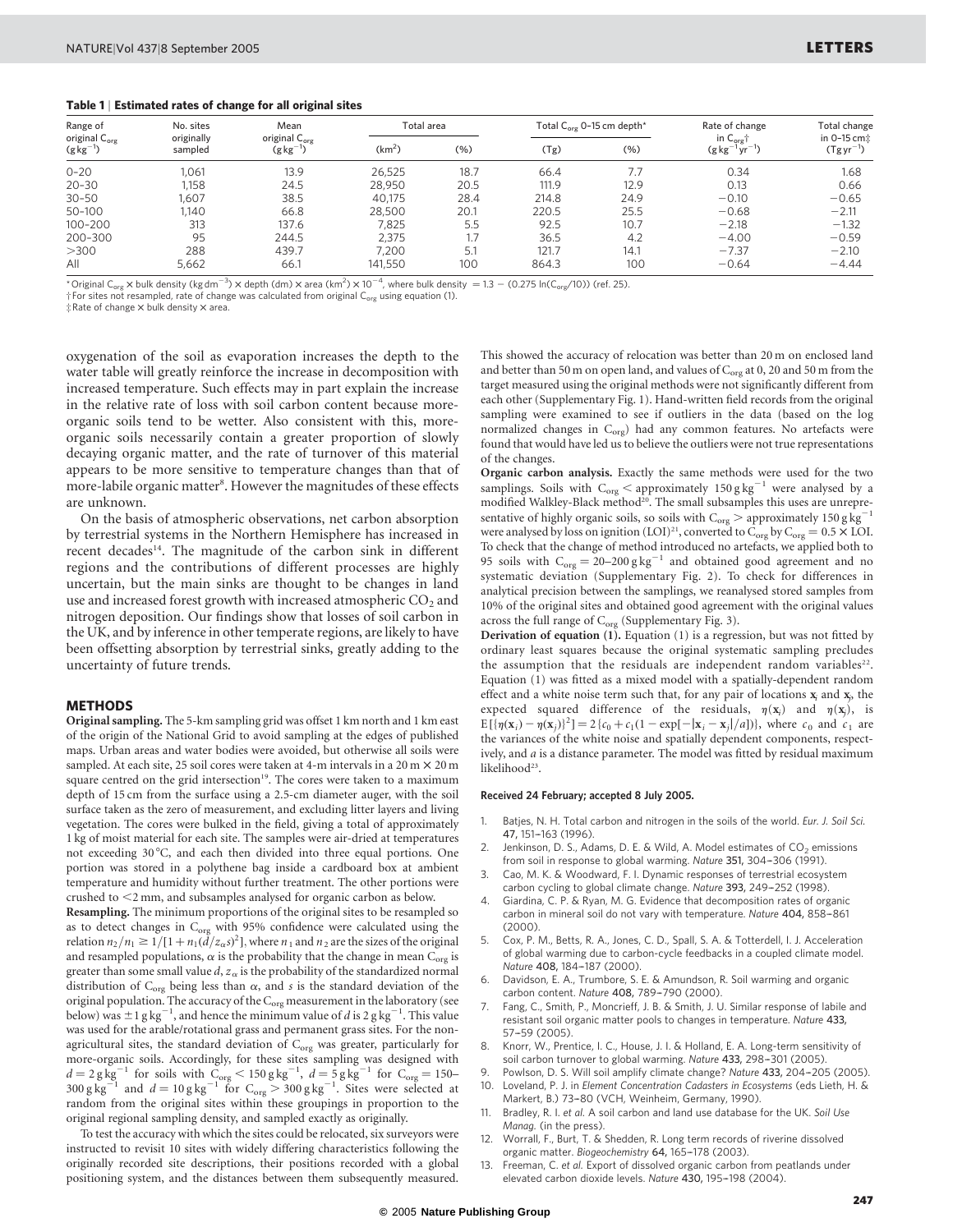**Table 1 | Estimated rates of change for all original sites**

| Range of original $C_{org}$ ($g\,kg^{-1}$) | No. sites originally sampled | Mean original $C_{org}$ ($g\,kg^{-1}$) | Total area | | Total $C_{org}$ 0–15 cm depth* | | Rate of change in $C_{org}$† ($g\,kg^{-1}\,yr^{-1}$) | Total change in 0–15 cm‡ ($Tg\,yr^{-1}$) |
|---|---|---|---|---|---|---|---|---|
| | | | ($km^2$) | (%) | (Tg) | (%) | | |
| 0–20 | 1,061 | 13.9 | 26,525 | 18.7 | 66.4 | 7.7 | 0.34 | 1.68 |
| 20–30 | 1,158 | 24.5 | 28,950 | 20.5 | 111.9 | 12.9 | 0.13 | 0.66 |
| 30–50 | 1,607 | 38.5 | 40,175 | 28.4 | 214.8 | 24.9 | −0.10 | −0.65 |
| 50–100 | 1,140 | 66.8 | 28,500 | 20.1 | 220.5 | 25.5 | −0.68 | −2.11 |
| 100–200 | 313 | 137.6 | 7,825 | 5.5 | 92.5 | 10.7 | −2.18 | −1.32 |
| 200–300 | 95 | 244.5 | 2,375 | 1.7 | 36.5 | 4.2 | −4.00 | −0.59 |
| >300 | 288 | 439.7 | 7,200 | 5.1 | 121.7 | 14.1 | −7.37 | −2.10 |
| All | 5,662 | 66.1 | 141,550 | 100 | 864.3 | 100 | −0.64 | −4.44 |

\* Original $C_{org}$ × bulk density ($kg\,dm^{-3}$) × depth (dm) × area ($km^2$) × $10^{-4}$, where bulk density $= 1.3 - (0.275 \ln(C_{org}/10))$ (ref. 25).
† For sites not resampled, rate of change was calculated from original $C_{org}$ using equation (1).
‡ Rate of change × bulk density × area.

oxygenation of the soil as evaporation increases the depth to the water table will greatly reinforce the increase in decomposition with increased temperature. Such effects may in part explain the increase in the relative rate of loss with soil carbon content because more-organic soils tend to be wetter. Also consistent with this, more-organic soils necessarily contain a greater proportion of slowly decaying organic matter, and the rate of turnover of this material appears to be more sensitive to temperature changes than that of more-labile organic matter[8]. However the magnitudes of these effects are unknown.

On the basis of atmospheric observations, net carbon absorption by terrestrial systems in the Northern Hemisphere has increased in recent decades[14]. The magnitude of the carbon sink in different regions and the contributions of different processes are highly uncertain, but the main sinks are thought to be changes in land use and increased forest growth with increased atmospheric $CO_2$ and nitrogen deposition. Our findings show that losses of soil carbon in the UK, and by inference in other temperate regions, are likely to have been offsetting absorption by terrestrial sinks, greatly adding to the uncertainty of future trends.

## METHODS

**Original sampling.** The 5-km sampling grid was offset 1 km north and 1 km east of the origin of the National Grid to avoid sampling at the edges of published maps. Urban areas and water bodies were avoided, but otherwise all soils were sampled. At each site, 25 soil cores were taken at 4-m intervals in a 20 m × 20 m square centred on the grid intersection[19]. The cores were taken to a maximum depth of 15 cm from the surface using a 2.5-cm diameter auger, with the soil surface taken as the zero of measurement, and excluding litter layers and living vegetation. The cores were bulked in the field, giving a total of approximately 1 kg of moist material for each site. The samples were air-dried at temperatures not exceeding 30 °C, and each then divided into three equal portions. One portion was stored in a polythene bag inside a cardboard box at ambient temperature and humidity without further treatment. The other portions were crushed to <2 mm, and subsamples analysed for organic carbon as below.

**Resampling.** The minimum proportions of the original sites to be resampled so as to detect changes in $C_{org}$ with 95% confidence were calculated using the relation $n_2/n_1 \geq 1/[1 + n_1(d/z_\alpha s)^2]$, where $n_1$ and $n_2$ are the sizes of the original and resampled populations, $\alpha$ is the probability that the change in mean $C_{org}$ is greater than some small value $d$, $z_\alpha$ is the probability of the standardized normal distribution of $C_{org}$ being less than $\alpha$, and $s$ is the standard deviation of the original population. The accuracy of the $C_{org}$ measurement in the laboratory (see below) was $\pm 1\,g\,kg^{-1}$, and hence the minimum value of $d$ is $2\,g\,kg^{-1}$. This value was used for the arable/rotational grass and permanent grass sites. For the non-agricultural sites, the standard deviation of $C_{org}$ was greater, particularly for more-organic soils. Accordingly, for these sites sampling was designed with $d = 2\,g\,kg^{-1}$ for soils with $C_{org} < 150\,g\,kg^{-1}$, $d = 5\,g\,kg^{-1}$ for $C_{org} =$ 150–300 $g\,kg^{-1}$ and $d = 10\,g\,kg^{-1}$ for $C_{org} > 300\,g\,kg^{-1}$. Sites were selected at random from the original sites within these groupings in proportion to the original regional sampling density, and sampled exactly as originally.

To test the accuracy with which the sites could be relocated, six surveyors were instructed to revisit 10 sites with widely differing characteristics following the originally recorded site descriptions, their positions recorded with a global positioning system, and the distances between them subsequently measured. This showed the accuracy of relocation was better than 20 m on enclosed land and better than 50 m on open land, and values of $C_{org}$ at 0, 20 and 50 m from the target measured using the original methods were not significantly different from each other (Supplementary Fig. 1). Hand-written field records from the original sampling were examined to see if outliers in the data (based on the log normalized changes in $C_{org}$) had any common features. No artefacts were found that would have led us to believe the outliers were not true representations of the changes.

**Organic carbon analysis.** Exactly the same methods were used for the two samplings. Soils with $C_{org} <$ approximately $150\,g\,kg^{-1}$ were analysed by a modified Walkley-Black method[20]. The small subsamples this uses are unrepresentative of highly organic soils, so soils with $C_{org} >$ approximately $150\,g\,kg^{-1}$ were analysed by loss on ignition (LOI)[21], converted to $C_{org}$ by $C_{org} = 0.5 \times$ LOI. To check that the change of method introduced no artefacts, we applied both to 95 soils with $C_{org} =$ 20–200 $g\,kg^{-1}$ and obtained good agreement and no systematic deviation (Supplementary Fig. 2). To check for differences in analytical precision between the samplings, we reanalysed stored samples from 10% of the original sites and obtained good agreement with the original values across the full range of $C_{org}$ (Supplementary Fig. 3).

**Derivation of equation (1).** Equation (1) is a regression, but was not fitted by ordinary least squares because the original systematic sampling precludes the assumption that the residuals are independent random variables[22]. Equation (1) was fitted as a mixed model with a spatially-dependent random effect and a white noise term such that, for any pair of locations $\mathbf{x}_i$ and $\mathbf{x}_j$, the expected squared difference of the residuals, $\eta(\mathbf{x}_i)$ and $\eta(\mathbf{x}_j)$, is $E[\{\eta(\mathbf{x}_i) - \eta(\mathbf{x}_j)\}^2] = 2\{c_0 + c_1(1 - \exp[-|\mathbf{x}_i - \mathbf{x}_j|/a])\}$, where $c_0$ and $c_1$ are the variances of the white noise and spatially dependent components, respectively, and $a$ is a distance parameter. The model was fitted by residual maximum likelihood[23].

**Received 24 February; accepted 8 July 2005.**

1. Batjes, N. H. Total carbon and nitrogen in the soils of the world. *Eur. J. Soil Sci.* **47**, 151–163 (1996).
2. Jenkinson, D. S., Adams, D. E. & Wild, A. Model estimates of $CO_2$ emissions from soil in response to global warming. *Nature* **351**, 304–306 (1991).
3. Cao, M. K. & Woodward, F. I. Dynamic responses of terrestrial ecosystem carbon cycling to global climate change. *Nature* **393**, 249–252 (1998).
4. Giardina, C. P. & Ryan, M. G. Evidence that decomposition rates of organic carbon in mineral soil do not vary with temperature. *Nature* **404**, 858–861 (2000).
5. Cox, P. M., Betts, R. A., Jones, C. D., Spall, S. A. & Totterdell, I. J. Acceleration of global warming due to carbon-cycle feedbacks in a coupled climate model. *Nature* **408**, 184–187 (2000).
6. Davidson, E. A., Trumbore, S. E. & Amundson, R. Soil warming and organic carbon content. *Nature* **408**, 789–790 (2000).
7. Fang, C., Smith, P., Moncrieff, J. B. & Smith, J. U. Similar response of labile and resistant soil organic matter pools to changes in temperature. *Nature* **433**, 57–59 (2005).
8. Knorr, W., Prentice, I. C., House, J. I. & Holland, E. A. Long-term sensitivity of soil carbon turnover to global warming. *Nature* **433**, 298–301 (2005).
9. Powlson, D. S. Will soil amplify climate change? *Nature* **433**, 204–205 (2005).
10. Loveland, P. J. in *Element Concentration Cadasters in Ecosystems* (eds Lieth, H. & Markert, B.) 73–80 (VCH, Weinheim, Germany, 1990).
11. Bradley, R. I. *et al.* A soil carbon and land use database for the UK. *Soil Use Manag.* (in the press).
12. Worrall, F., Burt, T. & Shedden, R. Long term records of riverine dissolved organic matter. *Biogeochemistry* **64**, 165–178 (2003).
13. Freeman, C. *et al.* Export of dissolved organic carbon from peatlands under elevated carbon dioxide levels. *Nature* **430**, 195–198 (2004).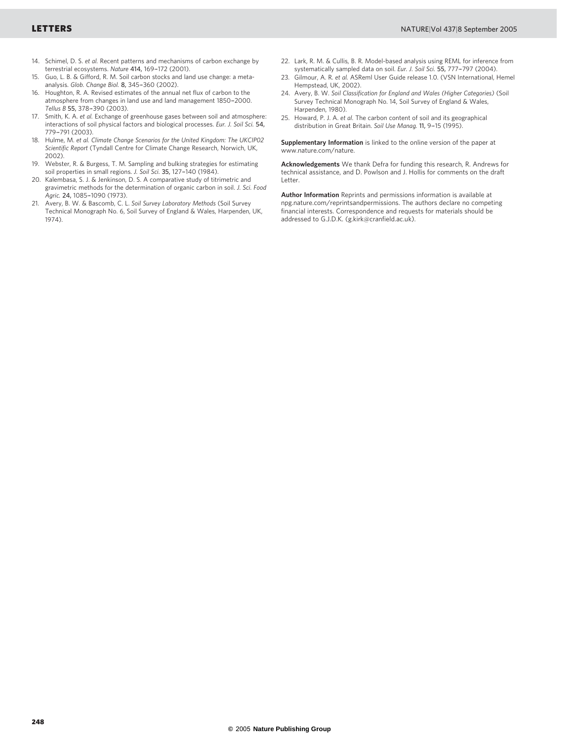14. Schimel, D. S. *et al.* Recent patterns and mechanisms of carbon exchange by terrestrial ecosystems. *Nature* **414,** 169–172 (2001).
15. Guo, L. B. & Gifford, R. M. Soil carbon stocks and land use change: a meta-analysis. *Glob. Change Biol.* **8,** 345–360 (2002).
16. Houghton, R. A. Revised estimates of the annual net flux of carbon to the atmosphere from changes in land use and land management 1850–2000. *Tellus B* **55,** 378–390 (2003).
17. Smith, K. A. *et al.* Exchange of greenhouse gases between soil and atmosphere: interactions of soil physical factors and biological processes. *Eur. J. Soil Sci.* **54,** 779–791 (2003).
18. Hulme, M. *et al. Climate Change Scenarios for the United Kingdom: The UKCIP02 Scientific Report* (Tyndall Centre for Climate Change Research, Norwich, UK, 2002).
19. Webster, R. & Burgess, T. M. Sampling and bulking strategies for estimating soil properties in small regions. *J. Soil Sci.* **35,** 127–140 (1984).
20. Kalembasa, S. J. & Jenkinson, D. S. A comparative study of titrimetric and gravimetric methods for the determination of organic carbon in soil. *J. Sci. Food Agric.* **24,** 1085–1090 (1973).
21. Avery, B. W. & Bascomb, C. L. *Soil Survey Laboratory Methods* (Soil Survey Technical Monograph No. 6, Soil Survey of England & Wales, Harpenden, UK, 1974).
22. Lark, R. M. & Cullis, B. R. Model-based analysis using REML for inference from systematically sampled data on soil. *Eur. J. Soil Sci.* **55,** 777–797 (2004).
23. Gilmour, A. R. *et al.* ASReml User Guide release 1.0. (VSN International, Hemel Hempstead, UK, 2002).
24. Avery, B. W. *Soil Classification for England and Wales (Higher Categories)* (Soil Survey Technical Monograph No. 14, Soil Survey of England & Wales, Harpenden, 1980).
25. Howard, P. J. A. *et al.* The carbon content of soil and its geographical distribution in Great Britain. *Soil Use Manag.* **11,** 9–15 (1995).

**Supplementary Information** is linked to the online version of the paper at www.nature.com/nature.

**Acknowledgements** We thank Defra for funding this research, R. Andrews for technical assistance, and D. Powlson and J. Hollis for comments on the draft Letter.

**Author Information** Reprints and permissions information is available at npg.nature.com/reprintsandpermissions. The authors declare no competing financial interests. Correspondence and requests for materials should be addressed to G.J.D.K. (g.kirk@cranfield.ac.uk).